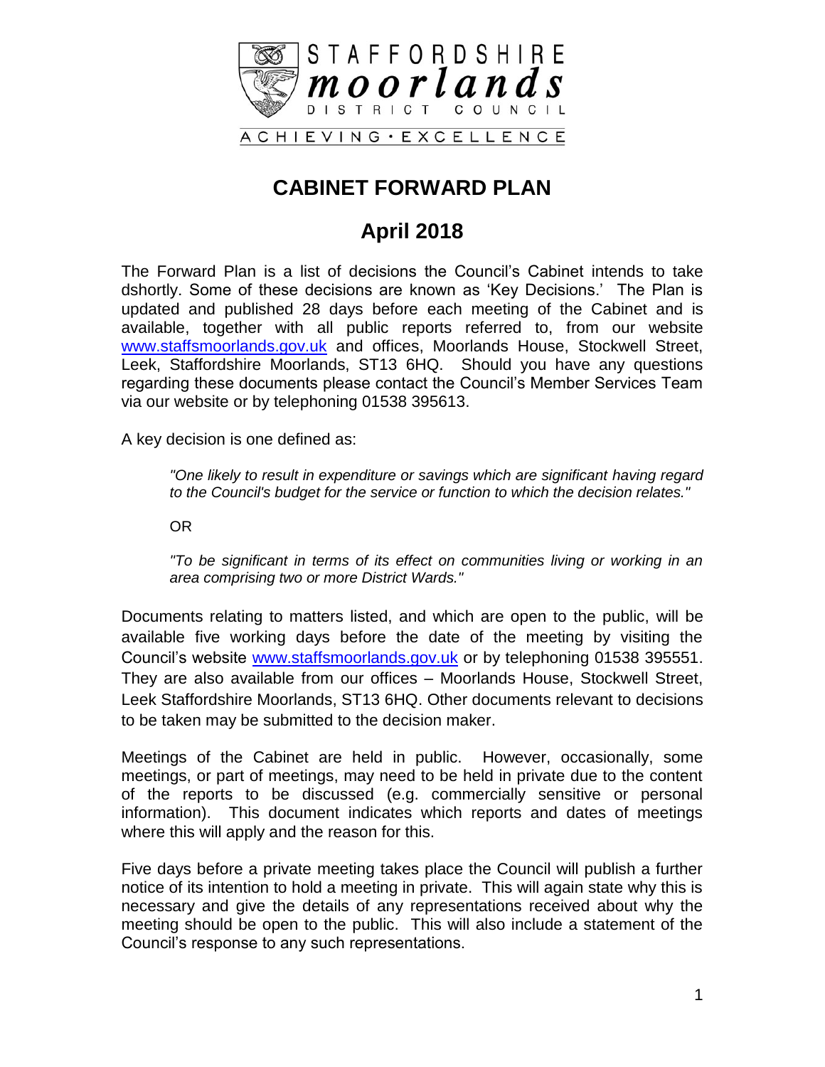STAFFORDSHIRE
moorlands
DISTRICT COUNCIL

ACHIEVING • EXCELLENCE

# CABINET FORWARD PLAN

## April 2018

The Forward Plan is a list of decisions the Council's Cabinet intends to take dshortly. Some of these decisions are known as 'Key Decisions.' The Plan is updated and published 28 days before each meeting of the Cabinet and is available, together with all public reports referred to, from our website www.staffsmoorlands.gov.uk and offices, Moorlands House, Stockwell Street, Leek, Staffordshire Moorlands, ST13 6HQ. Should you have any questions regarding these documents please contact the Council's Member Services Team via our website or by telephoning 01538 395613.

A key decision is one defined as:

> *"One likely to result in expenditure or savings which are significant having regard to the Council's budget for the service or function to which the decision relates."*
>
> OR
>
> *"To be significant in terms of its effect on communities living or working in an area comprising two or more District Wards."*

Documents relating to matters listed, and which are open to the public, will be available five working days before the date of the meeting by visiting the Council's website www.staffsmoorlands.gov.uk or by telephoning 01538 395551. They are also available from our offices – Moorlands House, Stockwell Street, Leek Staffordshire Moorlands, ST13 6HQ. Other documents relevant to decisions to be taken may be submitted to the decision maker.

Meetings of the Cabinet are held in public. However, occasionally, some meetings, or part of meetings, may need to be held in private due to the content of the reports to be discussed (e.g. commercially sensitive or personal information). This document indicates which reports and dates of meetings where this will apply and the reason for this.

Five days before a private meeting takes place the Council will publish a further notice of its intention to hold a meeting in private. This will again state why this is necessary and give the details of any representations received about why the meeting should be open to the public. This will also include a statement of the Council's response to any such representations.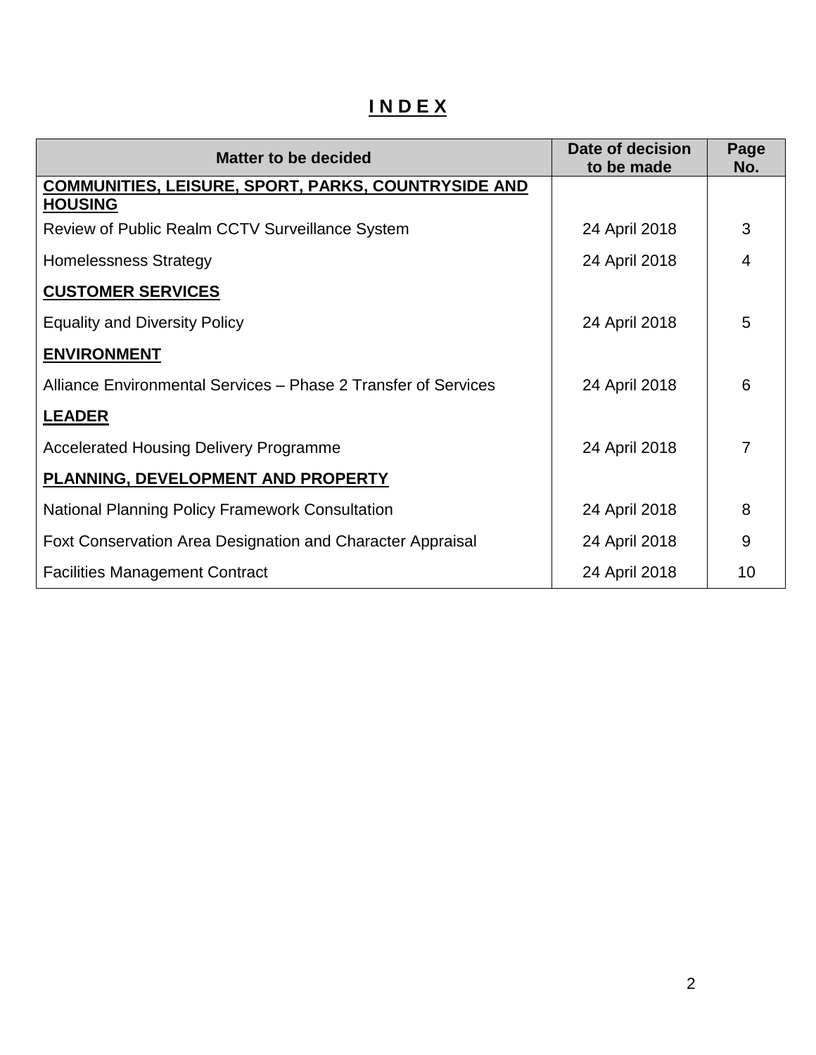# INDEX

| Matter to be decided | Date of decision to be made | Page No. |
|---|---|---|
| **COMMUNITIES, LEISURE, SPORT, PARKS, COUNTRYSIDE AND HOUSING** | | |
| Review of Public Realm CCTV Surveillance System | 24 April 2018 | 3 |
| Homelessness Strategy | 24 April 2018 | 4 |
| **CUSTOMER SERVICES** | | |
| Equality and Diversity Policy | 24 April 2018 | 5 |
| **ENVIRONMENT** | | |
| Alliance Environmental Services – Phase 2 Transfer of Services | 24 April 2018 | 6 |
| **LEADER** | | |
| Accelerated Housing Delivery Programme | 24 April 2018 | 7 |
| **PLANNING, DEVELOPMENT AND PROPERTY** | | |
| National Planning Policy Framework Consultation | 24 April 2018 | 8 |
| Foxt Conservation Area Designation and Character Appraisal | 24 April 2018 | 9 |
| Facilities Management Contract | 24 April 2018 | 10 |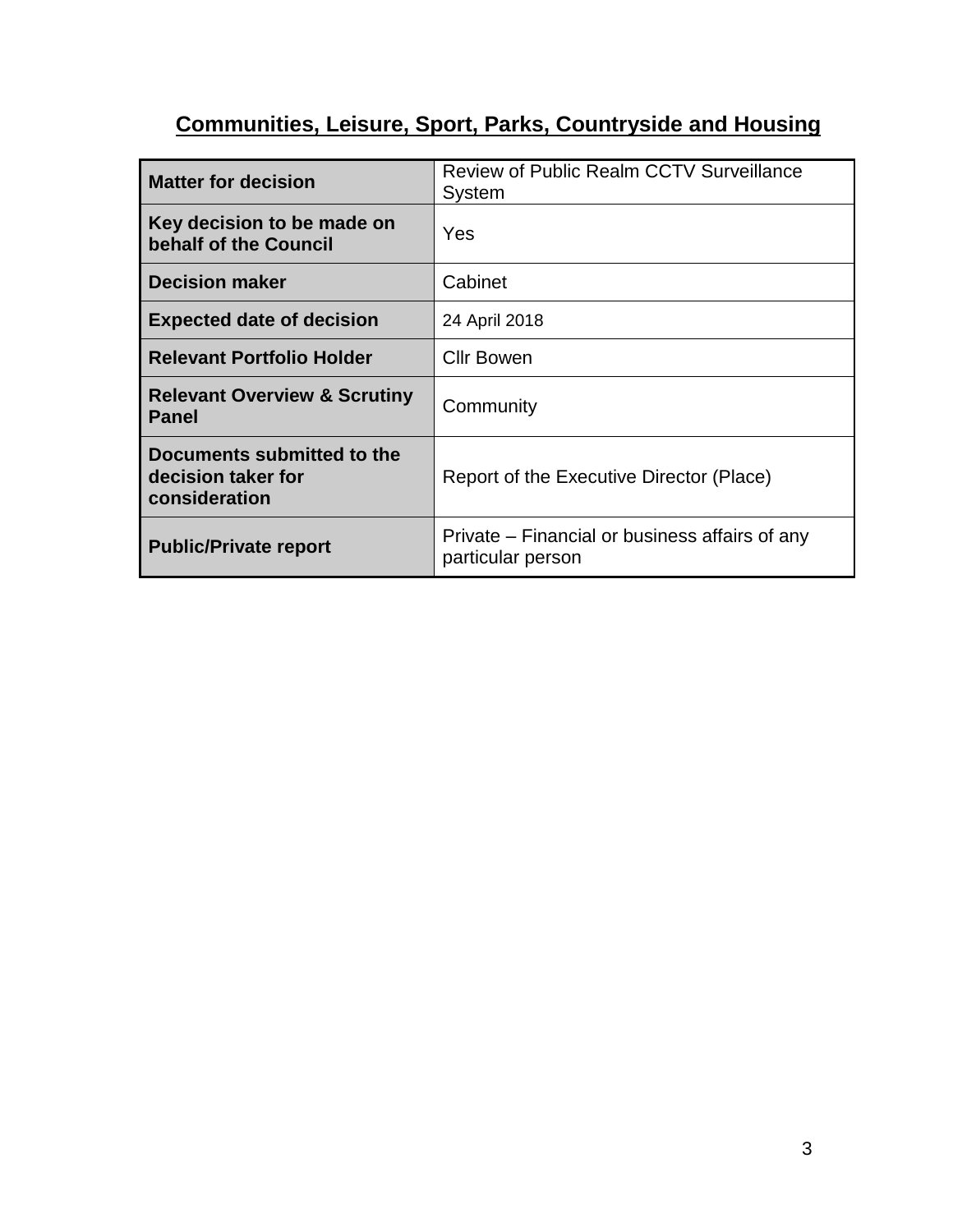## Communities, Leisure, Sport, Parks, Countryside and Housing

| | |
|---|---|
| **Matter for decision** | Review of Public Realm CCTV Surveillance System |
| **Key decision to be made on behalf of the Council** | Yes |
| **Decision maker** | Cabinet |
| **Expected date of decision** | 24 April 2018 |
| **Relevant Portfolio Holder** | Cllr Bowen |
| **Relevant Overview & Scrutiny Panel** | Community |
| **Documents submitted to the decision taker for consideration** | Report of the Executive Director (Place) |
| **Public/Private report** | Private – Financial or business affairs of any particular person |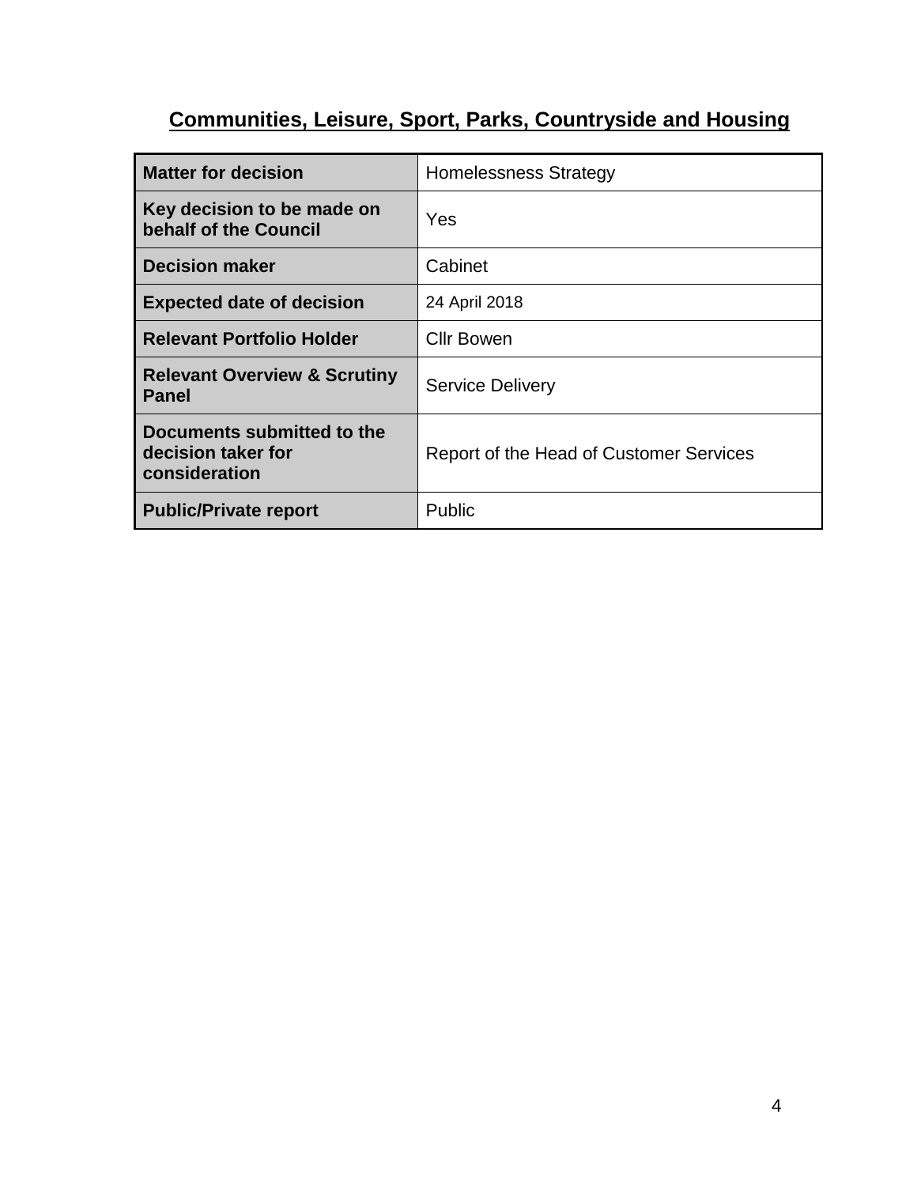# **Communities, Leisure, Sport, Parks, Countryside and Housing**

| **Matter for decision** | Homelessness Strategy |
|---|---|
| **Key decision to be made on behalf of the Council** | Yes |
| **Decision maker** | Cabinet |
| **Expected date of decision** | 24 April 2018 |
| **Relevant Portfolio Holder** | Cllr Bowen |
| **Relevant Overview & Scrutiny Panel** | Service Delivery |
| **Documents submitted to the decision taker for consideration** | Report of the Head of Customer Services |
| **Public/Private report** | Public |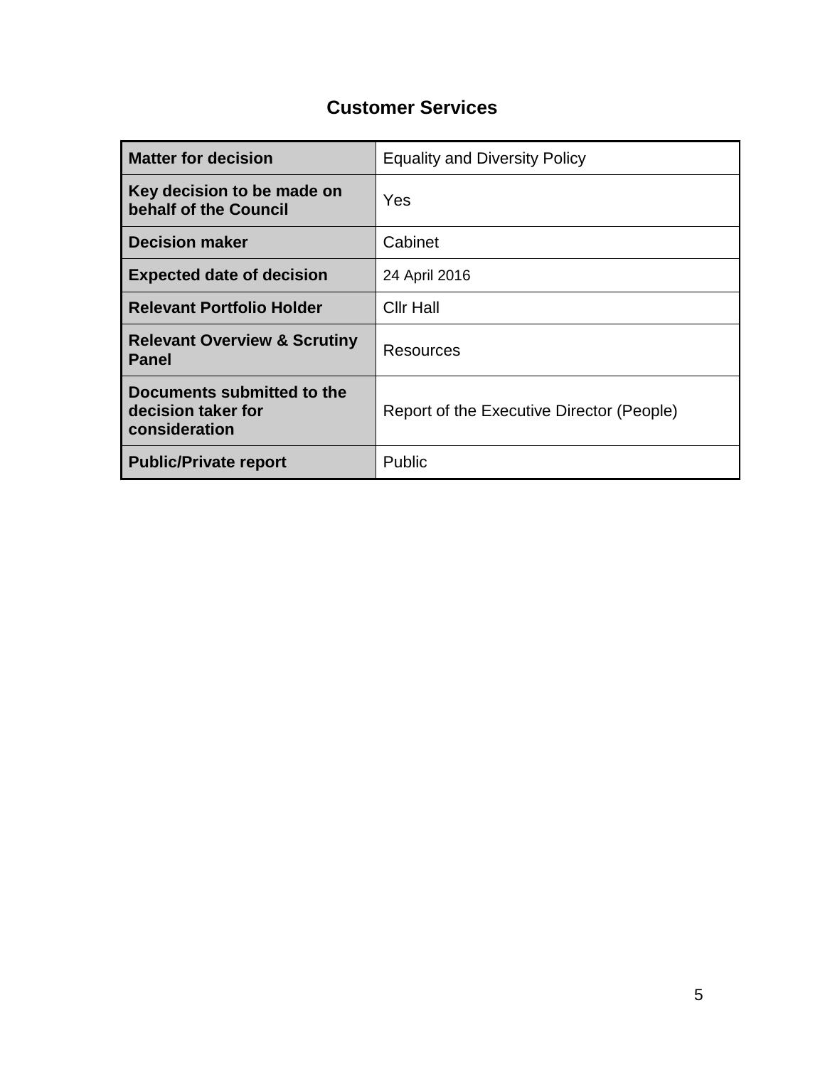# Customer Services

| **Matter for decision** | Equality and Diversity Policy |
|---|---|
| **Key decision to be made on behalf of the Council** | Yes |
| **Decision maker** | Cabinet |
| **Expected date of decision** | 24 April 2016 |
| **Relevant Portfolio Holder** | Cllr Hall |
| **Relevant Overview & Scrutiny Panel** | Resources |
| **Documents submitted to the decision taker for consideration** | Report of the Executive Director (People) |
| **Public/Private report** | Public |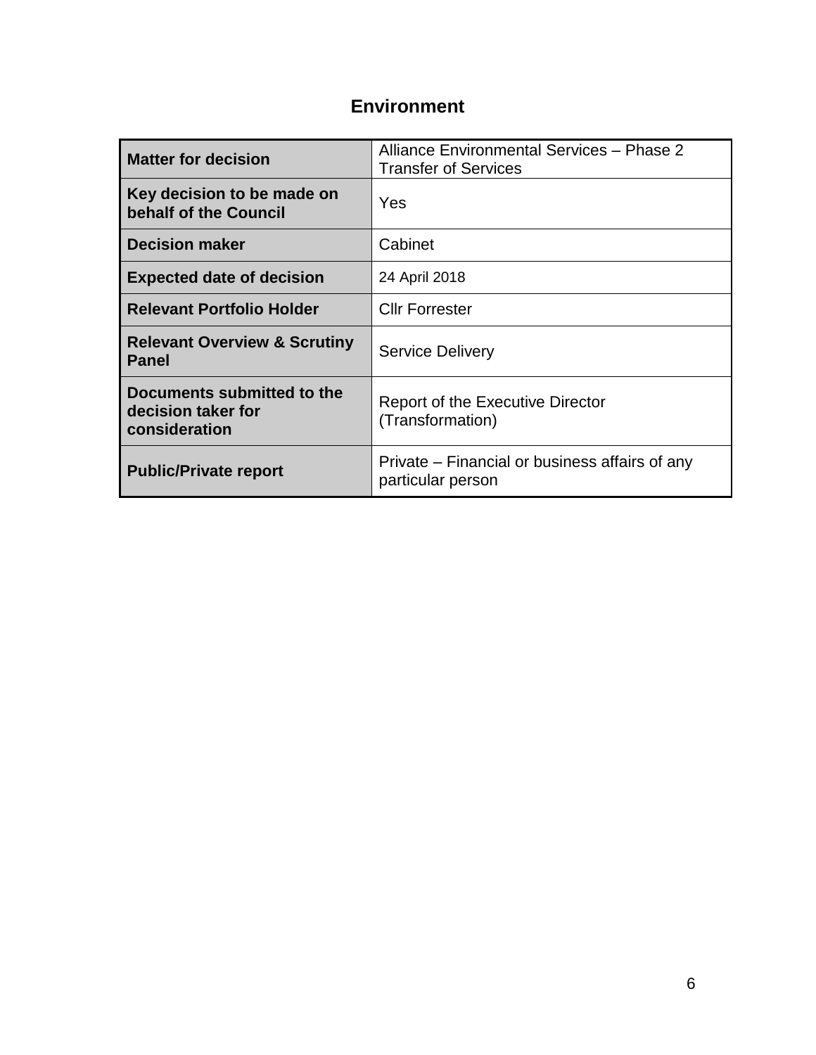# Environment

| Matter for decision | Alliance Environmental Services – Phase 2 Transfer of Services |
|---|---|
| Key decision to be made on behalf of the Council | Yes |
| Decision maker | Cabinet |
| Expected date of decision | 24 April 2018 |
| Relevant Portfolio Holder | Cllr Forrester |
| Relevant Overview & Scrutiny Panel | Service Delivery |
| Documents submitted to the decision taker for consideration | Report of the Executive Director (Transformation) |
| Public/Private report | Private – Financial or business affairs of any particular person |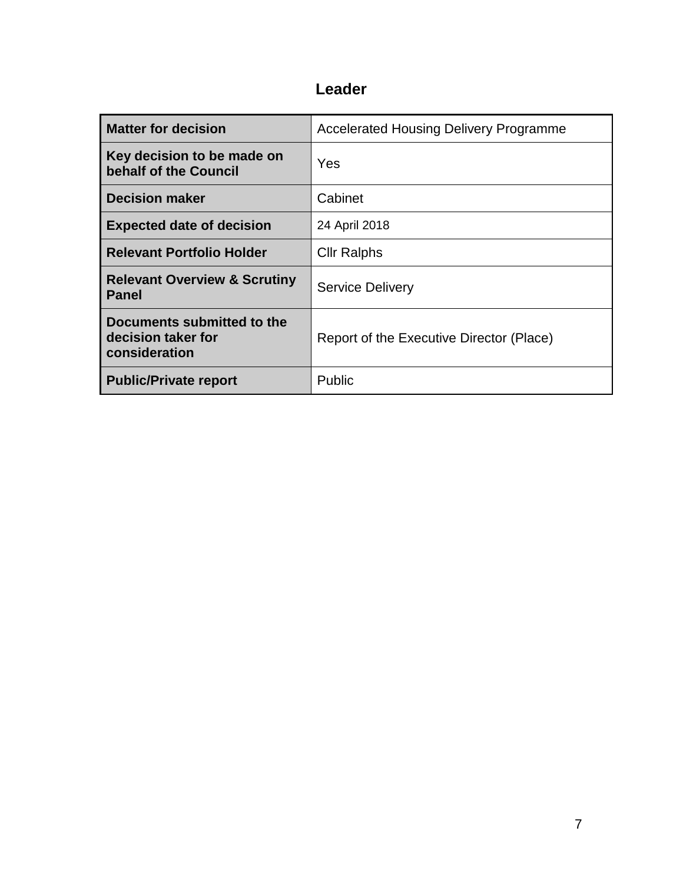## Leader

| Matter for decision | Accelerated Housing Delivery Programme |
|---|---|
| **Key decision to be made on behalf of the Council** | Yes |
| **Decision maker** | Cabinet |
| **Expected date of decision** | 24 April 2018 |
| **Relevant Portfolio Holder** | Cllr Ralphs |
| **Relevant Overview & Scrutiny Panel** | Service Delivery |
| **Documents submitted to the decision taker for consideration** | Report of the Executive Director (Place) |
| **Public/Private report** | Public |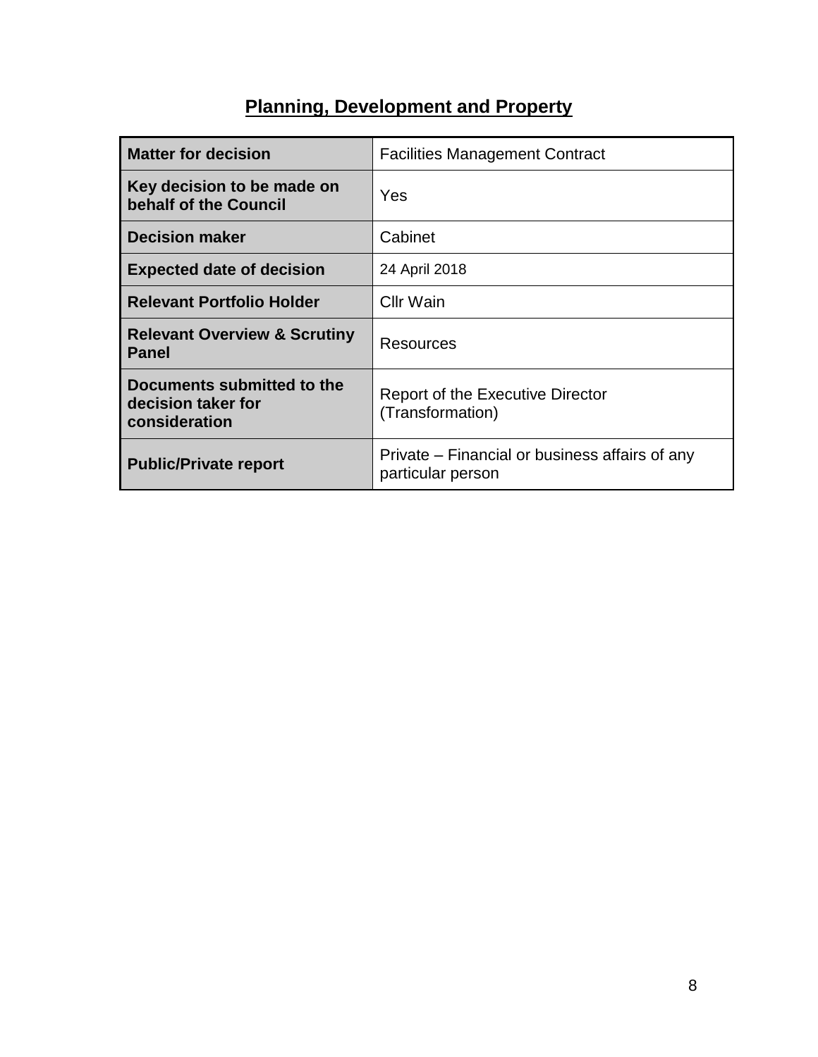## Planning, Development and Property

| **Matter for decision** | Facilities Management Contract |
|---|---|
| **Key decision to be made on behalf of the Council** | Yes |
| **Decision maker** | Cabinet |
| **Expected date of decision** | 24 April 2018 |
| **Relevant Portfolio Holder** | Cllr Wain |
| **Relevant Overview & Scrutiny Panel** | Resources |
| **Documents submitted to the decision taker for consideration** | Report of the Executive Director (Transformation) |
| **Public/Private report** | Private – Financial or business affairs of any particular person |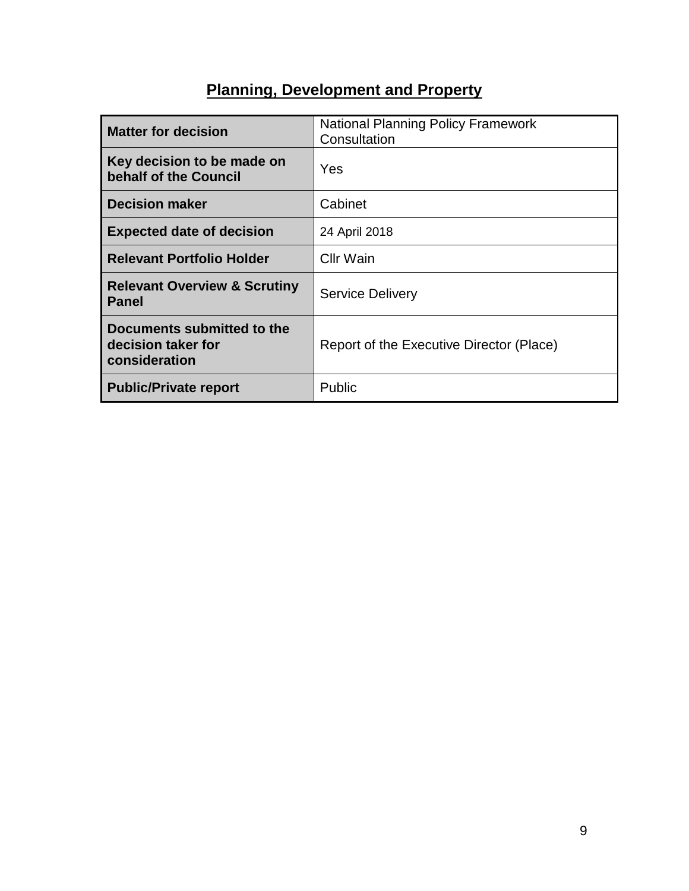# Planning, Development and Property

| **Matter for decision** | National Planning Policy Framework Consultation |
|---|---|
| **Key decision to be made on behalf of the Council** | Yes |
| **Decision maker** | Cabinet |
| **Expected date of decision** | 24 April 2018 |
| **Relevant Portfolio Holder** | Cllr Wain |
| **Relevant Overview & Scrutiny Panel** | Service Delivery |
| **Documents submitted to the decision taker for consideration** | Report of the Executive Director (Place) |
| **Public/Private report** | Public |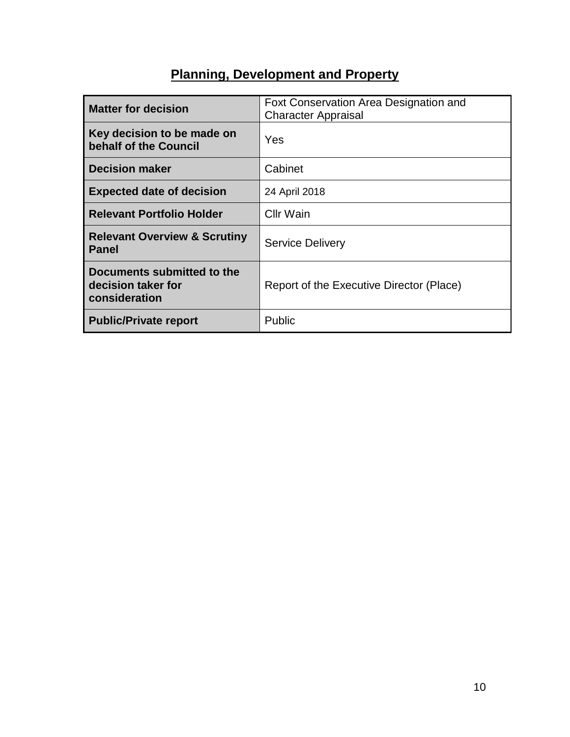## Planning, Development and Property

| | |
|---|---|
| **Matter for decision** | Foxt Conservation Area Designation and Character Appraisal |
| **Key decision to be made on behalf of the Council** | Yes |
| **Decision maker** | Cabinet |
| **Expected date of decision** | 24 April 2018 |
| **Relevant Portfolio Holder** | Cllr Wain |
| **Relevant Overview & Scrutiny Panel** | Service Delivery |
| **Documents submitted to the decision taker for consideration** | Report of the Executive Director (Place) |
| **Public/Private report** | Public |